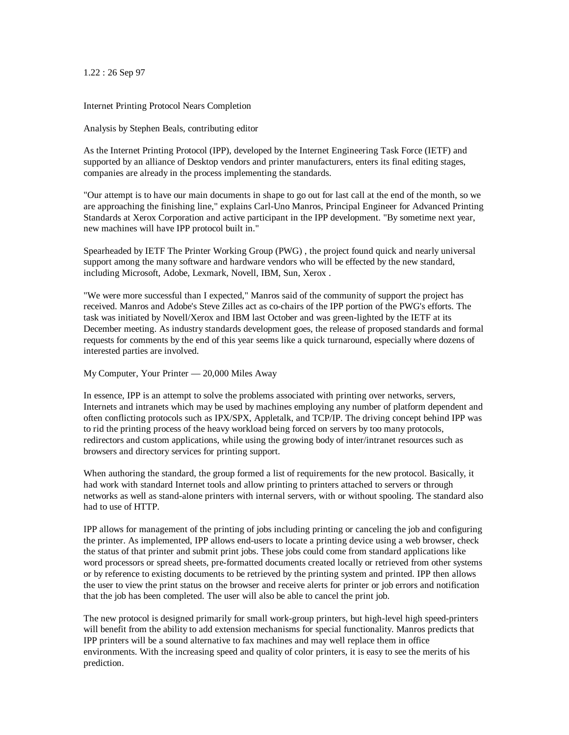1.22 : 26 Sep 97

# Internet Printing Protocol Nears Completion

Analysis by Stephen Beals, contributing editor

As the Internet Printing Protocol (IPP), developed by the Internet Engineering Task Force (IETF) and supported by an alliance of Desktop vendors and printer manufacturers, enters its final editing stages, companies are already in the process implementing the standards.

"Our attempt is to have our main documents in shape to go out for last call at the end of the month, so we are approaching the finishing line," explains Carl-Uno Manros, Principal Engineer for Advanced Printing Standards at Xerox Corporation and active participant in the IPP development. "By sometime next year, new machines will have IPP protocol built in."

Spearheaded by IETF The Printer Working Group (PWG) , the project found quick and nearly universal support among the many software and hardware vendors who will be effected by the new standard, including Microsoft, Adobe, Lexmark, Novell, IBM, Sun, Xerox .

"We were more successful than I expected," Manros said of the community of support the project has received. Manros and Adobe's Steve Zilles act as co-chairs of the IPP portion of the PWG's efforts. The task was initiated by Novell/Xerox and IBM last October and was green-lighted by the IETF at its December meeting. As industry standards development goes, the release of proposed standards and formal requests for comments by the end of this year seems like a quick turnaround, especially where dozens of interested parties are involved.

## My Computer, Your Printer — 20,000 Miles Away

In essence, IPP is an attempt to solve the problems associated with printing over networks, servers, Internets and intranets which may be used by machines employing any number of platform dependent and often conflicting protocols such as IPX/SPX, Appletalk, and TCP/IP. The driving concept behind IPP was to rid the printing process of the heavy workload being forced on servers by too many protocols, redirectors and custom applications, while using the growing body of inter/intranet resources such as browsers and directory services for printing support.

When authoring the standard, the group formed a list of requirements for the new protocol. Basically, it had work with standard Internet tools and allow printing to printers attached to servers or through networks as well as stand-alone printers with internal servers, with or without spooling. The standard also had to use of HTTP.

IPP allows for management of the printing of jobs including printing or canceling the job and configuring the printer. As implemented, IPP allows end-users to locate a printing device using a web browser, check the status of that printer and submit print jobs. These jobs could come from standard applications like word processors or spread sheets, pre-formatted documents created locally or retrieved from other systems or by reference to existing documents to be retrieved by the printing system and printed. IPP then allows the user to view the print status on the browser and receive alerts for printer or job errors and notification that the job has been completed. The user will also be able to cancel the print job.

The new protocol is designed primarily for small work-group printers, but high-level high speed-printers will benefit from the ability to add extension mechanisms for special functionality. Manros predicts that IPP printers will be a sound alternative to fax machines and may well replace them in office environments. With the increasing speed and quality of color printers, it is easy to see the merits of his prediction.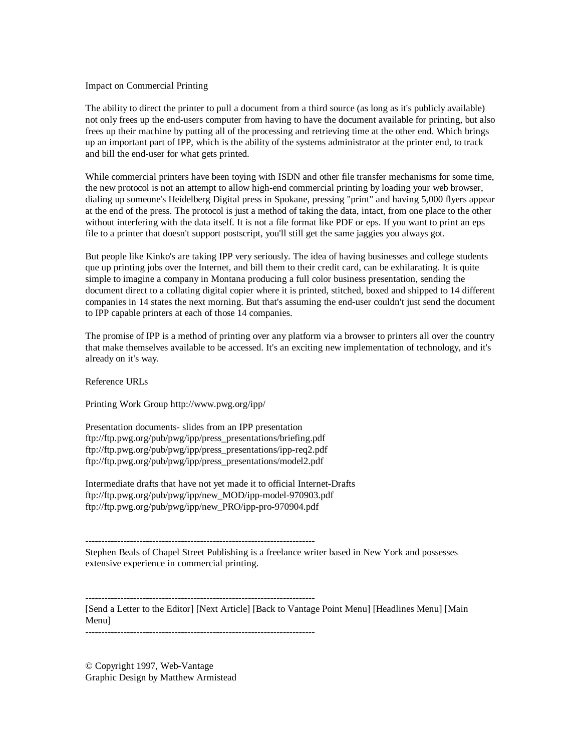## Impact on Commercial Printing

The ability to direct the printer to pull a document from a third source (as long as it's publicly available) not only frees up the end-users computer from having to have the document available for printing, but also frees up their machine by putting all of the processing and retrieving time at the other end. Which brings up an important part of IPP, which is the ability of the systems administrator at the printer end, to track and bill the end-user for what gets printed.

While commercial printers have been toying with ISDN and other file transfer mechanisms for some time, the new protocol is not an attempt to allow high-end commercial printing by loading your web browser, dialing up someone's Heidelberg Digital press in Spokane, pressing "print" and having 5,000 flyers appear at the end of the press. The protocol is just a method of taking the data, intact, from one place to the other without interfering with the data itself. It is not a file format like PDF or eps. If you want to print an eps file to a printer that doesn't support postscript, you'll still get the same jaggies you always got.

But people like Kinko's are taking IPP very seriously. The idea of having businesses and college students que up printing jobs over the Internet, and bill them to their credit card, can be exhilarating. It is quite simple to imagine a company in Montana producing a full color business presentation, sending the document direct to a collating digital copier where it is printed, stitched, boxed and shipped to 14 different companies in 14 states the next morning. But that's assuming the end-user couldn't just send the document to IPP capable printers at each of those 14 companies.

The promise of IPP is a method of printing over any platform via a browser to printers all over the country that make themselves available to be accessed. It's an exciting new implementation of technology, and it's already on it's way.

## Reference URLs

Printing Work Group http://www.pwg.org/ipp/

Presentation documents- slides from an IPP presentation
ftp://ftp.pwg.org/pub/pwg/ipp/press_presentations/briefing.pdf
ftp://ftp.pwg.org/pub/pwg/ipp/press_presentations/ipp-req2.pdf
ftp://ftp.pwg.org/pub/pwg/ipp/press_presentations/model2.pdf

Intermediate drafts that have not yet made it to official Internet-Drafts
ftp://ftp.pwg.org/pub/pwg/ipp/new_MOD/ipp-model-970903.pdf
ftp://ftp.pwg.org/pub/pwg/ipp/new_PRO/ipp-pro-970904.pdf

---

Stephen Beals of Chapel Street Publishing is a freelance writer based in New York and possesses extensive experience in commercial printing.

---

[Send a Letter to the Editor] [Next Article] [Back to Vantage Point Menu] [Headlines Menu] [Main Menu]

---

© Copyright 1997, Web-Vantage
Graphic Design by Matthew Armistead